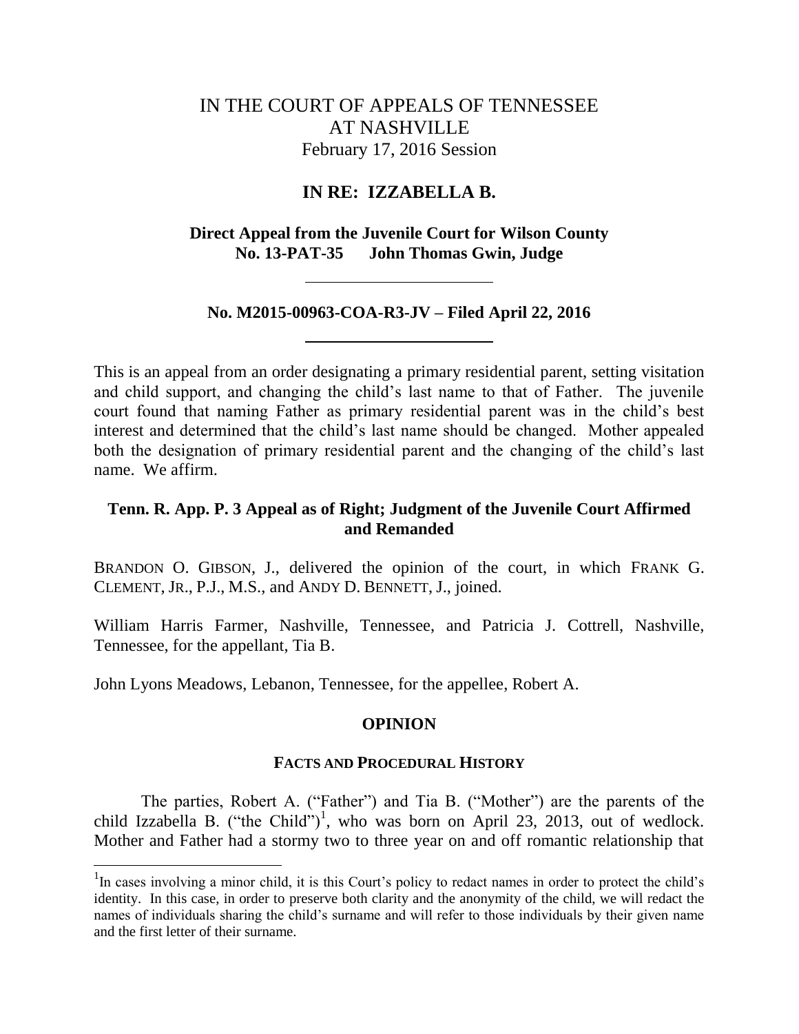# IN THE COURT OF APPEALS OF TENNESSEE AT NASHVILLE

February 17, 2016 Session

## IN RE: IZZABELLA B.

**Direct Appeal from the Juvenile Court for Wilson County**
**No. 13-PAT-35 John Thomas Gwin, Judge**

---

**No. M2015-00963-COA-R3-JV – Filed April 22, 2016**

---

This is an appeal from an order designating a primary residential parent, setting visitation and child support, and changing the child's last name to that of Father. The juvenile court found that naming Father as primary residential parent was in the child's best interest and determined that the child's last name should be changed. Mother appealed both the designation of primary residential parent and the changing of the child's last name. We affirm.

**Tenn. R. App. P. 3 Appeal as of Right; Judgment of the Juvenile Court Affirmed and Remanded**

BRANDON O. GIBSON, J., delivered the opinion of the court, in which FRANK G. CLEMENT, JR., P.J., M.S., and ANDY D. BENNETT, J., joined.

William Harris Farmer, Nashville, Tennessee, and Patricia J. Cottrell, Nashville, Tennessee, for the appellant, Tia B.

John Lyons Meadows, Lebanon, Tennessee, for the appellee, Robert A.

## OPINION

### FACTS AND PROCEDURAL HISTORY

The parties, Robert A. ("Father") and Tia B. ("Mother") are the parents of the child Izzabella B. ("the Child")[1], who was born on April 23, 2013, out of wedlock. Mother and Father had a stormy two to three year on and off romantic relationship that

---

[1]In cases involving a minor child, it is this Court's policy to redact names in order to protect the child's identity. In this case, in order to preserve both clarity and the anonymity of the child, we will redact the names of individuals sharing the child's surname and will refer to those individuals by their given name and the first letter of their surname.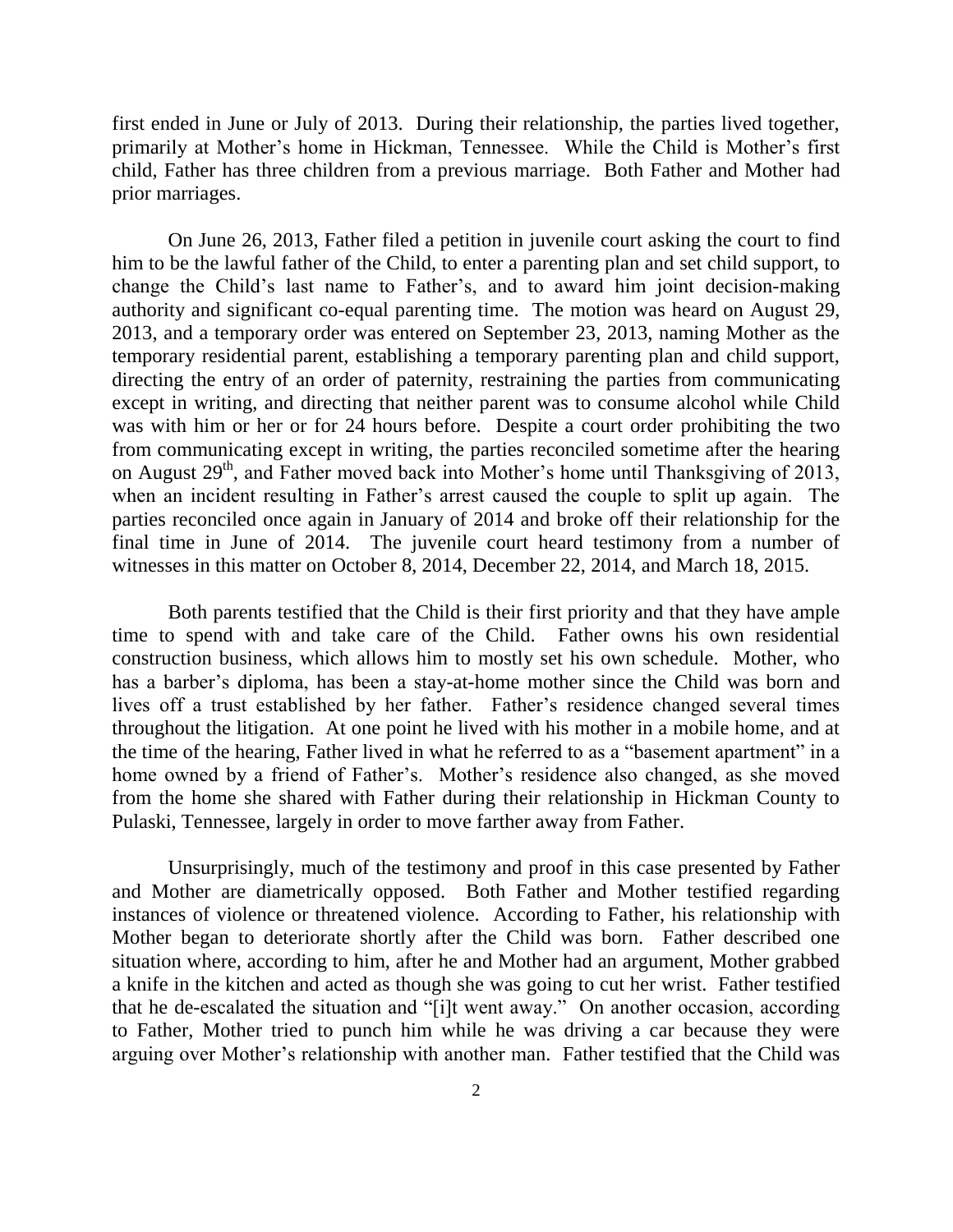first ended in June or July of 2013. During their relationship, the parties lived together, primarily at Mother's home in Hickman, Tennessee. While the Child is Mother's first child, Father has three children from a previous marriage. Both Father and Mother had prior marriages.

On June 26, 2013, Father filed a petition in juvenile court asking the court to find him to be the lawful father of the Child, to enter a parenting plan and set child support, to change the Child's last name to Father's, and to award him joint decision-making authority and significant co-equal parenting time. The motion was heard on August 29, 2013, and a temporary order was entered on September 23, 2013, naming Mother as the temporary residential parent, establishing a temporary parenting plan and child support, directing the entry of an order of paternity, restraining the parties from communicating except in writing, and directing that neither parent was to consume alcohol while Child was with him or her or for 24 hours before. Despite a court order prohibiting the two from communicating except in writing, the parties reconciled sometime after the hearing on August 29th, and Father moved back into Mother's home until Thanksgiving of 2013, when an incident resulting in Father's arrest caused the couple to split up again. The parties reconciled once again in January of 2014 and broke off their relationship for the final time in June of 2014. The juvenile court heard testimony from a number of witnesses in this matter on October 8, 2014, December 22, 2014, and March 18, 2015.

Both parents testified that the Child is their first priority and that they have ample time to spend with and take care of the Child. Father owns his own residential construction business, which allows him to mostly set his own schedule. Mother, who has a barber's diploma, has been a stay-at-home mother since the Child was born and lives off a trust established by her father. Father's residence changed several times throughout the litigation. At one point he lived with his mother in a mobile home, and at the time of the hearing, Father lived in what he referred to as a "basement apartment" in a home owned by a friend of Father's. Mother's residence also changed, as she moved from the home she shared with Father during their relationship in Hickman County to Pulaski, Tennessee, largely in order to move farther away from Father.

Unsurprisingly, much of the testimony and proof in this case presented by Father and Mother are diametrically opposed. Both Father and Mother testified regarding instances of violence or threatened violence. According to Father, his relationship with Mother began to deteriorate shortly after the Child was born. Father described one situation where, according to him, after he and Mother had an argument, Mother grabbed a knife in the kitchen and acted as though she was going to cut her wrist. Father testified that he de-escalated the situation and "[i]t went away." On another occasion, according to Father, Mother tried to punch him while he was driving a car because they were arguing over Mother's relationship with another man. Father testified that the Child was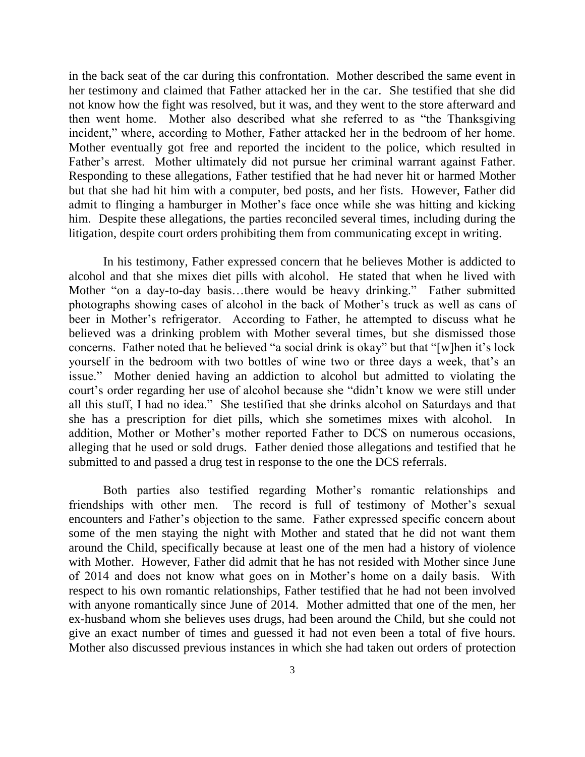in the back seat of the car during this confrontation. Mother described the same event in her testimony and claimed that Father attacked her in the car. She testified that she did not know how the fight was resolved, but it was, and they went to the store afterward and then went home. Mother also described what she referred to as "the Thanksgiving incident," where, according to Mother, Father attacked her in the bedroom of her home. Mother eventually got free and reported the incident to the police, which resulted in Father's arrest. Mother ultimately did not pursue her criminal warrant against Father. Responding to these allegations, Father testified that he had never hit or harmed Mother but that she had hit him with a computer, bed posts, and her fists. However, Father did admit to flinging a hamburger in Mother's face once while she was hitting and kicking him. Despite these allegations, the parties reconciled several times, including during the litigation, despite court orders prohibiting them from communicating except in writing.

In his testimony, Father expressed concern that he believes Mother is addicted to alcohol and that she mixes diet pills with alcohol. He stated that when he lived with Mother "on a day-to-day basis…there would be heavy drinking." Father submitted photographs showing cases of alcohol in the back of Mother's truck as well as cans of beer in Mother's refrigerator. According to Father, he attempted to discuss what he believed was a drinking problem with Mother several times, but she dismissed those concerns. Father noted that he believed "a social drink is okay" but that "[w]hen it's lock yourself in the bedroom with two bottles of wine two or three days a week, that's an issue." Mother denied having an addiction to alcohol but admitted to violating the court's order regarding her use of alcohol because she "didn't know we were still under all this stuff, I had no idea." She testified that she drinks alcohol on Saturdays and that she has a prescription for diet pills, which she sometimes mixes with alcohol. In addition, Mother or Mother's mother reported Father to DCS on numerous occasions, alleging that he used or sold drugs. Father denied those allegations and testified that he submitted to and passed a drug test in response to the one the DCS referrals.

Both parties also testified regarding Mother's romantic relationships and friendships with other men. The record is full of testimony of Mother's sexual encounters and Father's objection to the same. Father expressed specific concern about some of the men staying the night with Mother and stated that he did not want them around the Child, specifically because at least one of the men had a history of violence with Mother. However, Father did admit that he has not resided with Mother since June of 2014 and does not know what goes on in Mother's home on a daily basis. With respect to his own romantic relationships, Father testified that he had not been involved with anyone romantically since June of 2014. Mother admitted that one of the men, her ex-husband whom she believes uses drugs, had been around the Child, but she could not give an exact number of times and guessed it had not even been a total of five hours. Mother also discussed previous instances in which she had taken out orders of protection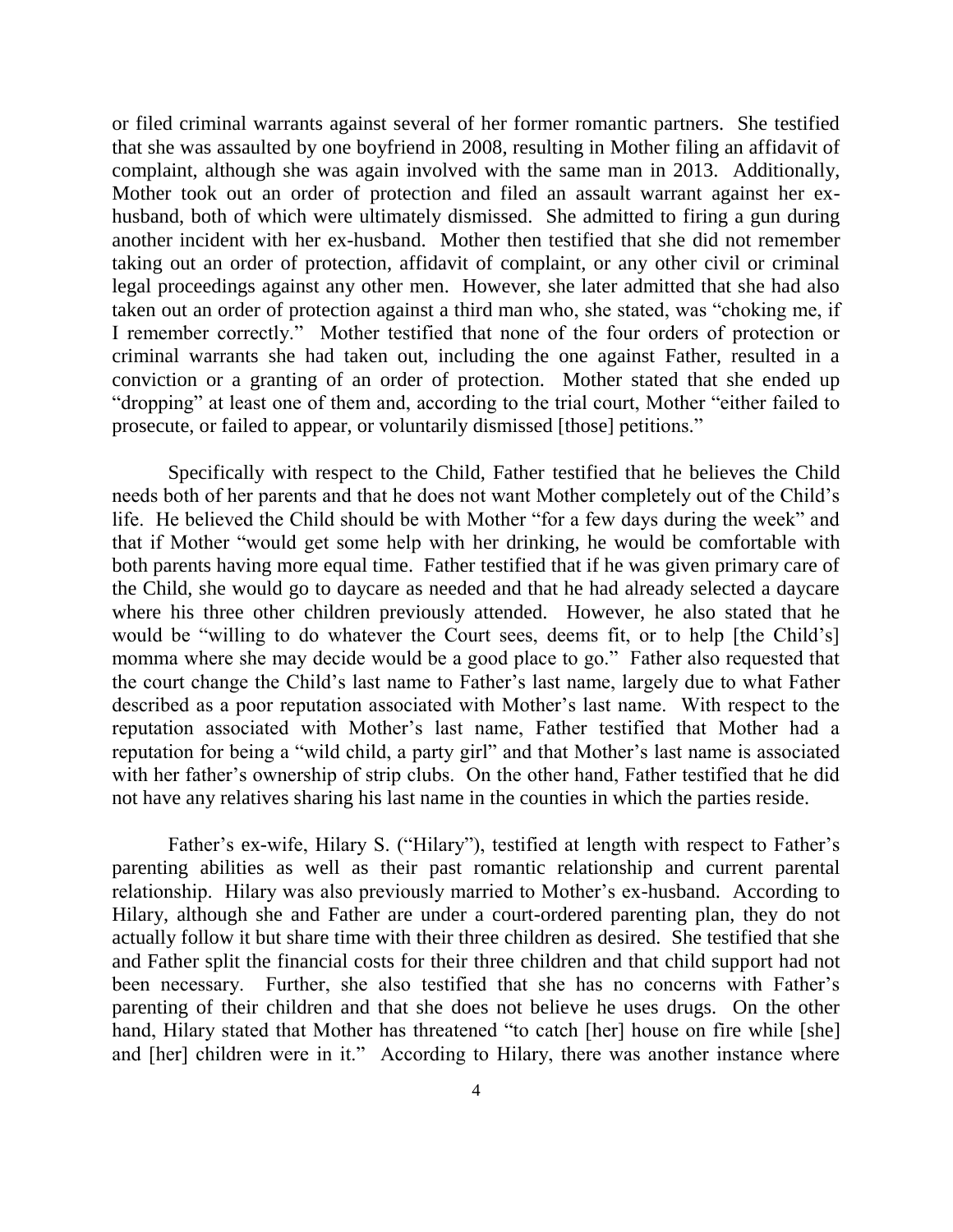or filed criminal warrants against several of her former romantic partners. She testified that she was assaulted by one boyfriend in 2008, resulting in Mother filing an affidavit of complaint, although she was again involved with the same man in 2013. Additionally, Mother took out an order of protection and filed an assault warrant against her ex-husband, both of which were ultimately dismissed. She admitted to firing a gun during another incident with her ex-husband. Mother then testified that she did not remember taking out an order of protection, affidavit of complaint, or any other civil or criminal legal proceedings against any other men. However, she later admitted that she had also taken out an order of protection against a third man who, she stated, was "choking me, if I remember correctly." Mother testified that none of the four orders of protection or criminal warrants she had taken out, including the one against Father, resulted in a conviction or a granting of an order of protection. Mother stated that she ended up "dropping" at least one of them and, according to the trial court, Mother "either failed to prosecute, or failed to appear, or voluntarily dismissed [those] petitions."

Specifically with respect to the Child, Father testified that he believes the Child needs both of her parents and that he does not want Mother completely out of the Child's life. He believed the Child should be with Mother "for a few days during the week" and that if Mother "would get some help with her drinking, he would be comfortable with both parents having more equal time. Father testified that if he was given primary care of the Child, she would go to daycare as needed and that he had already selected a daycare where his three other children previously attended. However, he also stated that he would be "willing to do whatever the Court sees, deems fit, or to help [the Child's] momma where she may decide would be a good place to go." Father also requested that the court change the Child's last name to Father's last name, largely due to what Father described as a poor reputation associated with Mother's last name. With respect to the reputation associated with Mother's last name, Father testified that Mother had a reputation for being a "wild child, a party girl" and that Mother's last name is associated with her father's ownership of strip clubs. On the other hand, Father testified that he did not have any relatives sharing his last name in the counties in which the parties reside.

Father's ex-wife, Hilary S. ("Hilary"), testified at length with respect to Father's parenting abilities as well as their past romantic relationship and current parental relationship. Hilary was also previously married to Mother's ex-husband. According to Hilary, although she and Father are under a court-ordered parenting plan, they do not actually follow it but share time with their three children as desired. She testified that she and Father split the financial costs for their three children and that child support had not been necessary. Further, she also testified that she has no concerns with Father's parenting of their children and that she does not believe he uses drugs. On the other hand, Hilary stated that Mother has threatened "to catch [her] house on fire while [she] and [her] children were in it." According to Hilary, there was another instance where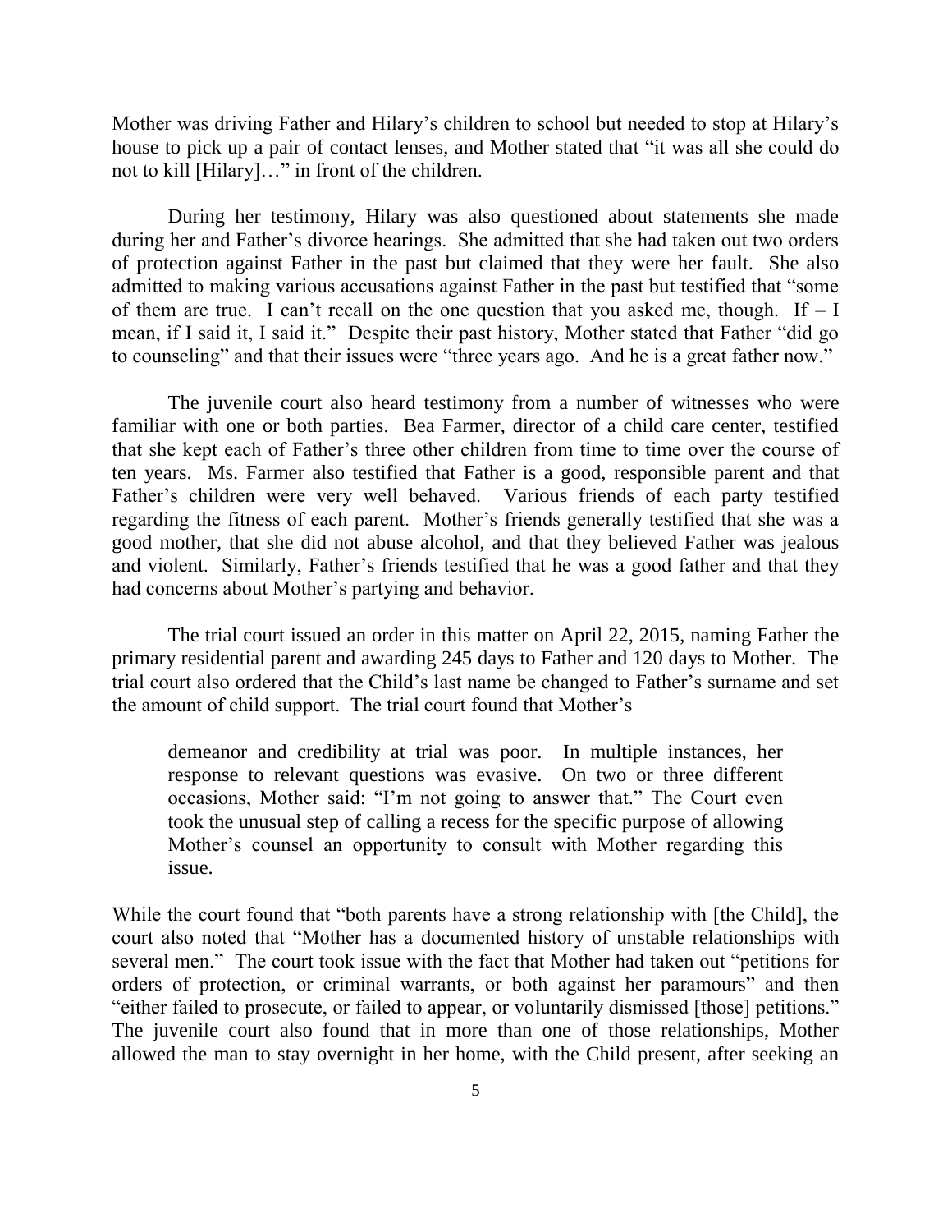Mother was driving Father and Hilary's children to school but needed to stop at Hilary's house to pick up a pair of contact lenses, and Mother stated that "it was all she could do not to kill [Hilary]…" in front of the children.

During her testimony, Hilary was also questioned about statements she made during her and Father's divorce hearings. She admitted that she had taken out two orders of protection against Father in the past but claimed that they were her fault. She also admitted to making various accusations against Father in the past but testified that "some of them are true. I can't recall on the one question that you asked me, though. If – I mean, if I said it, I said it." Despite their past history, Mother stated that Father "did go to counseling" and that their issues were "three years ago. And he is a great father now."

The juvenile court also heard testimony from a number of witnesses who were familiar with one or both parties. Bea Farmer, director of a child care center, testified that she kept each of Father's three other children from time to time over the course of ten years. Ms. Farmer also testified that Father is a good, responsible parent and that Father's children were very well behaved. Various friends of each party testified regarding the fitness of each parent. Mother's friends generally testified that she was a good mother, that she did not abuse alcohol, and that they believed Father was jealous and violent. Similarly, Father's friends testified that he was a good father and that they had concerns about Mother's partying and behavior.

The trial court issued an order in this matter on April 22, 2015, naming Father the primary residential parent and awarding 245 days to Father and 120 days to Mother. The trial court also ordered that the Child's last name be changed to Father's surname and set the amount of child support. The trial court found that Mother's

> demeanor and credibility at trial was poor. In multiple instances, her response to relevant questions was evasive. On two or three different occasions, Mother said: "I'm not going to answer that." The Court even took the unusual step of calling a recess for the specific purpose of allowing Mother's counsel an opportunity to consult with Mother regarding this issue.

While the court found that "both parents have a strong relationship with [the Child], the court also noted that "Mother has a documented history of unstable relationships with several men." The court took issue with the fact that Mother had taken out "petitions for orders of protection, or criminal warrants, or both against her paramours" and then "either failed to prosecute, or failed to appear, or voluntarily dismissed [those] petitions." The juvenile court also found that in more than one of those relationships, Mother allowed the man to stay overnight in her home, with the Child present, after seeking an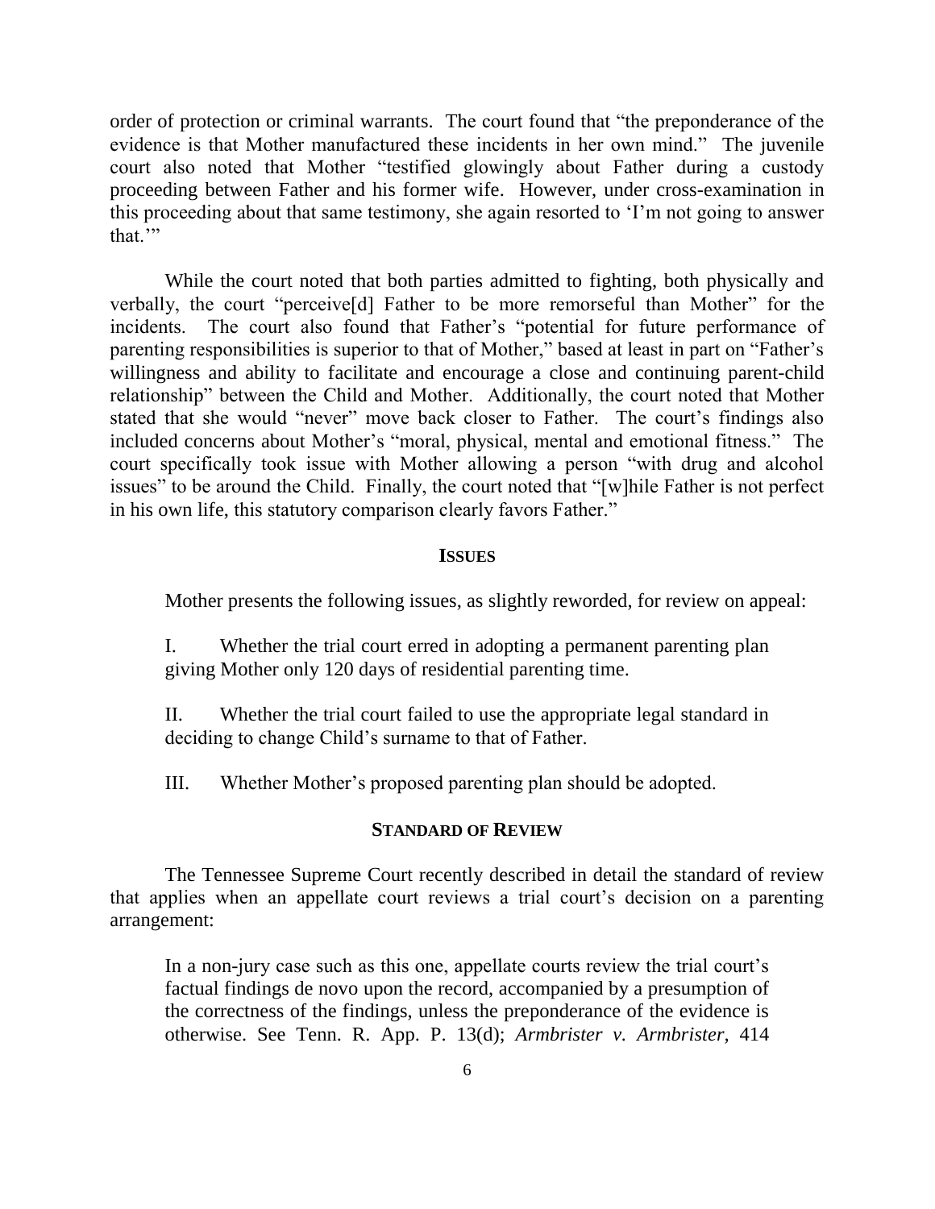order of protection or criminal warrants. The court found that "the preponderance of the evidence is that Mother manufactured these incidents in her own mind." The juvenile court also noted that Mother "testified glowingly about Father during a custody proceeding between Father and his former wife. However, under cross-examination in this proceeding about that same testimony, she again resorted to 'I'm not going to answer that.'"

While the court noted that both parties admitted to fighting, both physically and verbally, the court "perceive[d] Father to be more remorseful than Mother" for the incidents. The court also found that Father's "potential for future performance of parenting responsibilities is superior to that of Mother," based at least in part on "Father's willingness and ability to facilitate and encourage a close and continuing parent-child relationship" between the Child and Mother. Additionally, the court noted that Mother stated that she would "never" move back closer to Father. The court's findings also included concerns about Mother's "moral, physical, mental and emotional fitness." The court specifically took issue with Mother allowing a person "with drug and alcohol issues" to be around the Child. Finally, the court noted that "[w]hile Father is not perfect in his own life, this statutory comparison clearly favors Father."

## ISSUES

Mother presents the following issues, as slightly reworded, for review on appeal:

I. Whether the trial court erred in adopting a permanent parenting plan giving Mother only 120 days of residential parenting time.

II. Whether the trial court failed to use the appropriate legal standard in deciding to change Child's surname to that of Father.

III. Whether Mother's proposed parenting plan should be adopted.

## STANDARD OF REVIEW

The Tennessee Supreme Court recently described in detail the standard of review that applies when an appellate court reviews a trial court's decision on a parenting arrangement:

> In a non-jury case such as this one, appellate courts review the trial court's factual findings de novo upon the record, accompanied by a presumption of the correctness of the findings, unless the preponderance of the evidence is otherwise. See Tenn. R. App. P. 13(d); *Armbrister v. Armbrister,* 414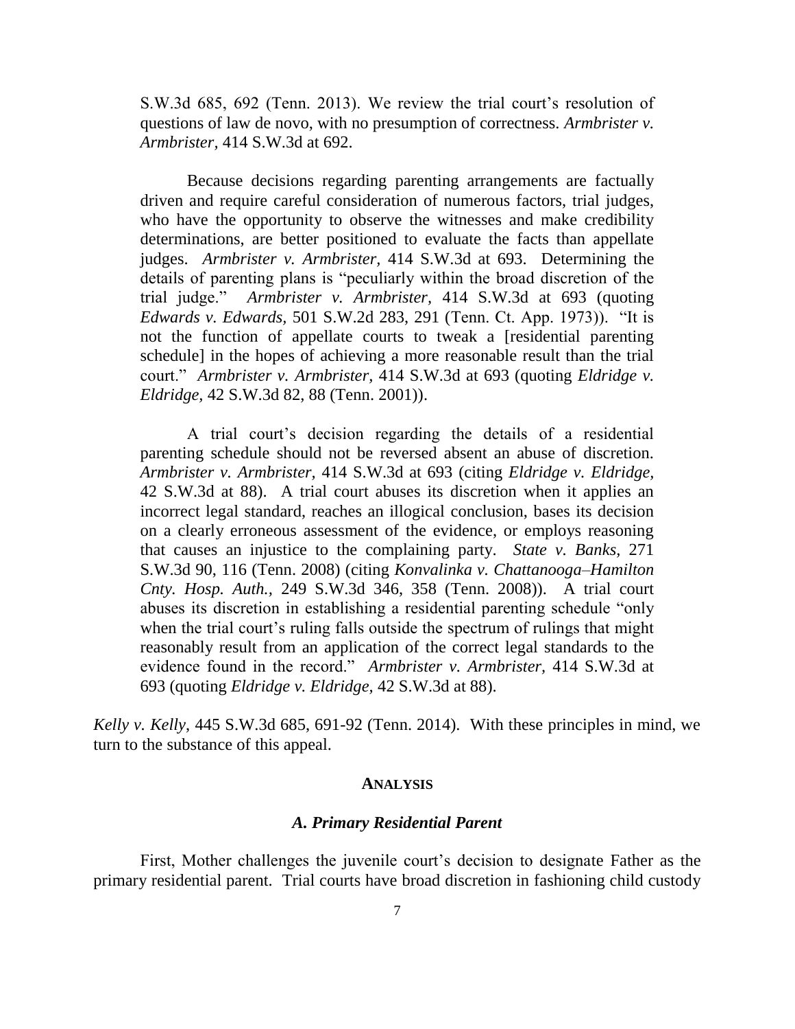> S.W.3d 685, 692 (Tenn. 2013). We review the trial court's resolution of questions of law de novo, with no presumption of correctness. *Armbrister v. Armbrister,* 414 S.W.3d at 692.
>
> Because decisions regarding parenting arrangements are factually driven and require careful consideration of numerous factors, trial judges, who have the opportunity to observe the witnesses and make credibility determinations, are better positioned to evaluate the facts than appellate judges. *Armbrister v. Armbrister,* 414 S.W.3d at 693. Determining the details of parenting plans is "peculiarly within the broad discretion of the trial judge." *Armbrister v. Armbrister*, 414 S.W.3d at 693 (quoting *Edwards v. Edwards,* 501 S.W.2d 283, 291 (Tenn. Ct. App. 1973)). "It is not the function of appellate courts to tweak a [residential parenting schedule] in the hopes of achieving a more reasonable result than the trial court." *Armbrister v. Armbrister*, 414 S.W.3d at 693 (quoting *Eldridge v. Eldridge,* 42 S.W.3d 82, 88 (Tenn. 2001)).
>
> A trial court's decision regarding the details of a residential parenting schedule should not be reversed absent an abuse of discretion. *Armbrister v. Armbrister*, 414 S.W.3d at 693 (citing *Eldridge v. Eldridge,* 42 S.W.3d at 88). A trial court abuses its discretion when it applies an incorrect legal standard, reaches an illogical conclusion, bases its decision on a clearly erroneous assessment of the evidence, or employs reasoning that causes an injustice to the complaining party. *State v. Banks*, 271 S.W.3d 90, 116 (Tenn. 2008) (citing *Konvalinka v. Chattanooga–Hamilton Cnty. Hosp. Auth.*, 249 S.W.3d 346, 358 (Tenn. 2008)). A trial court abuses its discretion in establishing a residential parenting schedule "only when the trial court's ruling falls outside the spectrum of rulings that might reasonably result from an application of the correct legal standards to the evidence found in the record." *Armbrister v. Armbrister,* 414 S.W.3d at 693 (quoting *Eldridge v. Eldridge,* 42 S.W.3d at 88).

*Kelly v. Kelly*, 445 S.W.3d 685, 691-92 (Tenn. 2014). With these principles in mind, we turn to the substance of this appeal.

## ANALYSIS

### *A. Primary Residential Parent*

First, Mother challenges the juvenile court's decision to designate Father as the primary residential parent. Trial courts have broad discretion in fashioning child custody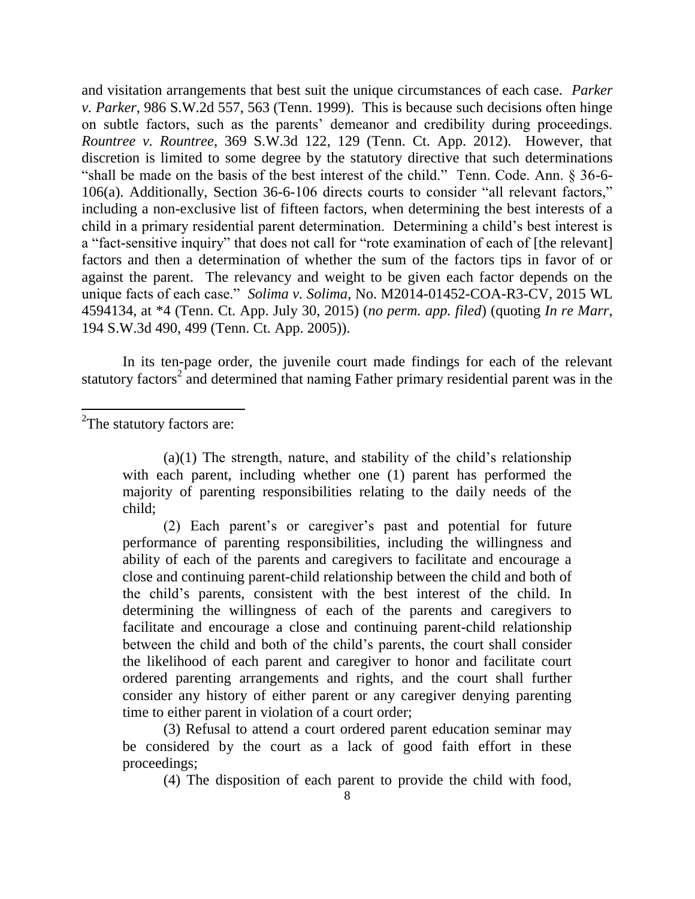and visitation arrangements that best suit the unique circumstances of each case. *Parker v. Parker*, 986 S.W.2d 557, 563 (Tenn. 1999). This is because such decisions often hinge on subtle factors, such as the parents' demeanor and credibility during proceedings. *Rountree v. Rountree*, 369 S.W.3d 122, 129 (Tenn. Ct. App. 2012). However, that discretion is limited to some degree by the statutory directive that such determinations "shall be made on the basis of the best interest of the child." Tenn. Code. Ann. § 36-6-106(a). Additionally, Section 36-6-106 directs courts to consider "all relevant factors," including a non-exclusive list of fifteen factors, when determining the best interests of a child in a primary residential parent determination. Determining a child's best interest is a "fact-sensitive inquiry" that does not call for "rote examination of each of [the relevant] factors and then a determination of whether the sum of the factors tips in favor of or against the parent. The relevancy and weight to be given each factor depends on the unique facts of each case." *Solima v. Solima*, No. M2014-01452-COA-R3-CV, 2015 WL 4594134, at *4 (Tenn. Ct. App. July 30, 2015) (*no perm. app. filed*) (quoting *In re Marr*, 194 S.W.3d 490, 499 (Tenn. Ct. App. 2005)).

In its ten-page order, the juvenile court made findings for each of the relevant statutory factors[2] and determined that naming Father primary residential parent was in the

---

[2]The statutory factors are:

> (a)(1) The strength, nature, and stability of the child's relationship with each parent, including whether one (1) parent has performed the majority of parenting responsibilities relating to the daily needs of the child;
>
> (2) Each parent's or caregiver's past and potential for future performance of parenting responsibilities, including the willingness and ability of each of the parents and caregivers to facilitate and encourage a close and continuing parent-child relationship between the child and both of the child's parents, consistent with the best interest of the child. In determining the willingness of each of the parents and caregivers to facilitate and encourage a close and continuing parent-child relationship between the child and both of the child's parents, the court shall consider the likelihood of each parent and caregiver to honor and facilitate court ordered parenting arrangements and rights, and the court shall further consider any history of either parent or any caregiver denying parenting time to either parent in violation of a court order;
>
> (3) Refusal to attend a court ordered parent education seminar may be considered by the court as a lack of good faith effort in these proceedings;
>
> (4) The disposition of each parent to provide the child with food,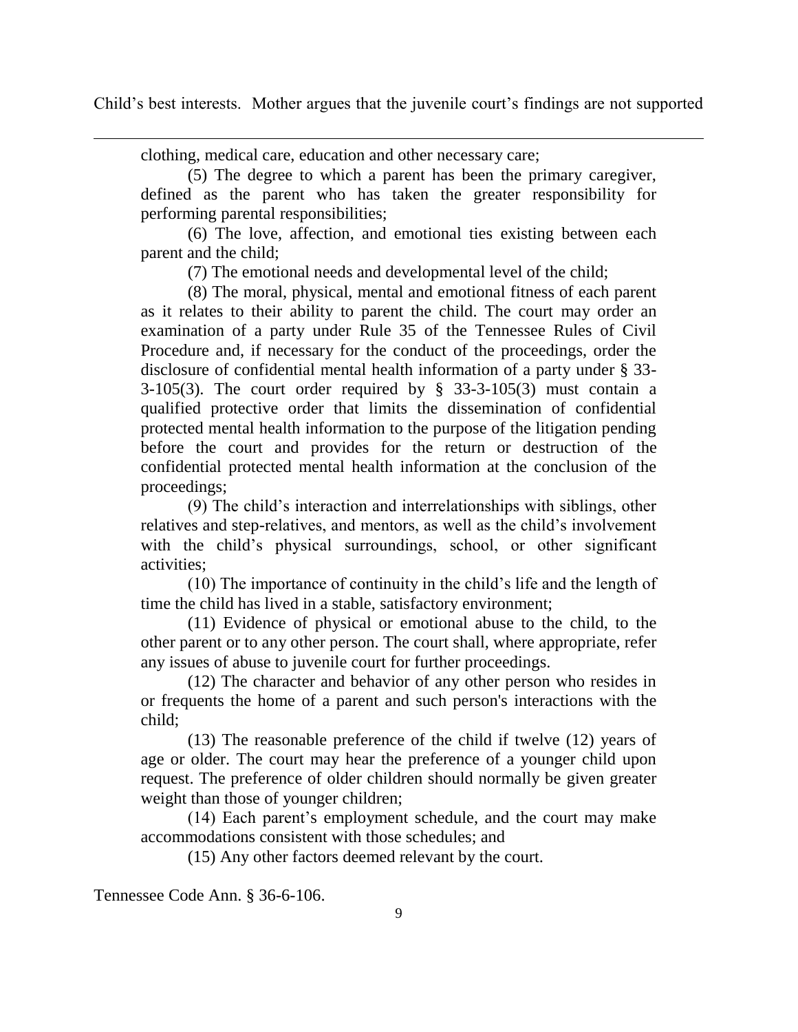Child's best interests. Mother argues that the juvenile court's findings are not supported

---

clothing, medical care, education and other necessary care;

(5) The degree to which a parent has been the primary caregiver, defined as the parent who has taken the greater responsibility for performing parental responsibilities;

(6) The love, affection, and emotional ties existing between each parent and the child;

(7) The emotional needs and developmental level of the child;

(8) The moral, physical, mental and emotional fitness of each parent as it relates to their ability to parent the child. The court may order an examination of a party under Rule 35 of the Tennessee Rules of Civil Procedure and, if necessary for the conduct of the proceedings, order the disclosure of confidential mental health information of a party under § 33-3-105(3). The court order required by § 33-3-105(3) must contain a qualified protective order that limits the dissemination of confidential protected mental health information to the purpose of the litigation pending before the court and provides for the return or destruction of the confidential protected mental health information at the conclusion of the proceedings;

(9) The child's interaction and interrelationships with siblings, other relatives and step-relatives, and mentors, as well as the child's involvement with the child's physical surroundings, school, or other significant activities;

(10) The importance of continuity in the child's life and the length of time the child has lived in a stable, satisfactory environment;

(11) Evidence of physical or emotional abuse to the child, to the other parent or to any other person. The court shall, where appropriate, refer any issues of abuse to juvenile court for further proceedings.

(12) The character and behavior of any other person who resides in or frequents the home of a parent and such person's interactions with the child;

(13) The reasonable preference of the child if twelve (12) years of age or older. The court may hear the preference of a younger child upon request. The preference of older children should normally be given greater weight than those of younger children;

(14) Each parent's employment schedule, and the court may make accommodations consistent with those schedules; and

(15) Any other factors deemed relevant by the court.

Tennessee Code Ann. § 36-6-106.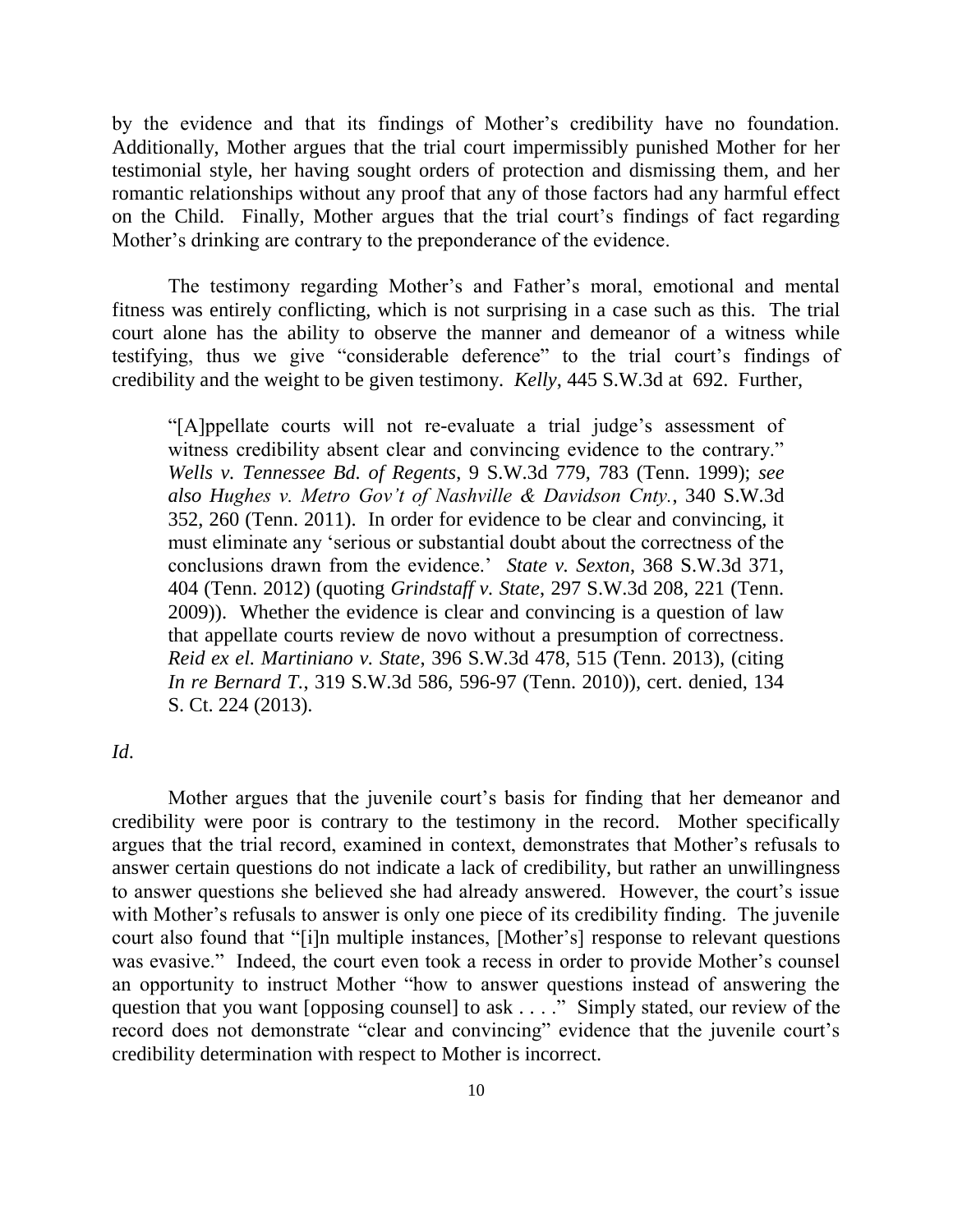by the evidence and that its findings of Mother's credibility have no foundation. Additionally, Mother argues that the trial court impermissibly punished Mother for her testimonial style, her having sought orders of protection and dismissing them, and her romantic relationships without any proof that any of those factors had any harmful effect on the Child. Finally, Mother argues that the trial court's findings of fact regarding Mother's drinking are contrary to the preponderance of the evidence.

The testimony regarding Mother's and Father's moral, emotional and mental fitness was entirely conflicting, which is not surprising in a case such as this. The trial court alone has the ability to observe the manner and demeanor of a witness while testifying, thus we give "considerable deference" to the trial court's findings of credibility and the weight to be given testimony. *Kelly*, 445 S.W.3d at 692. Further,

> "[A]ppellate courts will not re-evaluate a trial judge's assessment of witness credibility absent clear and convincing evidence to the contrary." *Wells v. Tennessee Bd. of Regents*, 9 S.W.3d 779, 783 (Tenn. 1999); *see also Hughes v. Metro Gov't of Nashville & Davidson Cnty.*, 340 S.W.3d 352, 260 (Tenn. 2011). In order for evidence to be clear and convincing, it must eliminate any 'serious or substantial doubt about the correctness of the conclusions drawn from the evidence.' *State v. Sexton*, 368 S.W.3d 371, 404 (Tenn. 2012) (quoting *Grindstaff v. State*, 297 S.W.3d 208, 221 (Tenn. 2009)). Whether the evidence is clear and convincing is a question of law that appellate courts review de novo without a presumption of correctness. *Reid ex el. Martiniano v. State*, 396 S.W.3d 478, 515 (Tenn. 2013), (citing *In re Bernard T.*, 319 S.W.3d 586, 596-97 (Tenn. 2010)), cert. denied, 134 S. Ct. 224 (2013).

*Id*.

Mother argues that the juvenile court's basis for finding that her demeanor and credibility were poor is contrary to the testimony in the record. Mother specifically argues that the trial record, examined in context, demonstrates that Mother's refusals to answer certain questions do not indicate a lack of credibility, but rather an unwillingness to answer questions she believed she had already answered. However, the court's issue with Mother's refusals to answer is only one piece of its credibility finding. The juvenile court also found that "[i]n multiple instances, [Mother's] response to relevant questions was evasive." Indeed, the court even took a recess in order to provide Mother's counsel an opportunity to instruct Mother "how to answer questions instead of answering the question that you want [opposing counsel] to ask . . . ." Simply stated, our review of the record does not demonstrate "clear and convincing" evidence that the juvenile court's credibility determination with respect to Mother is incorrect.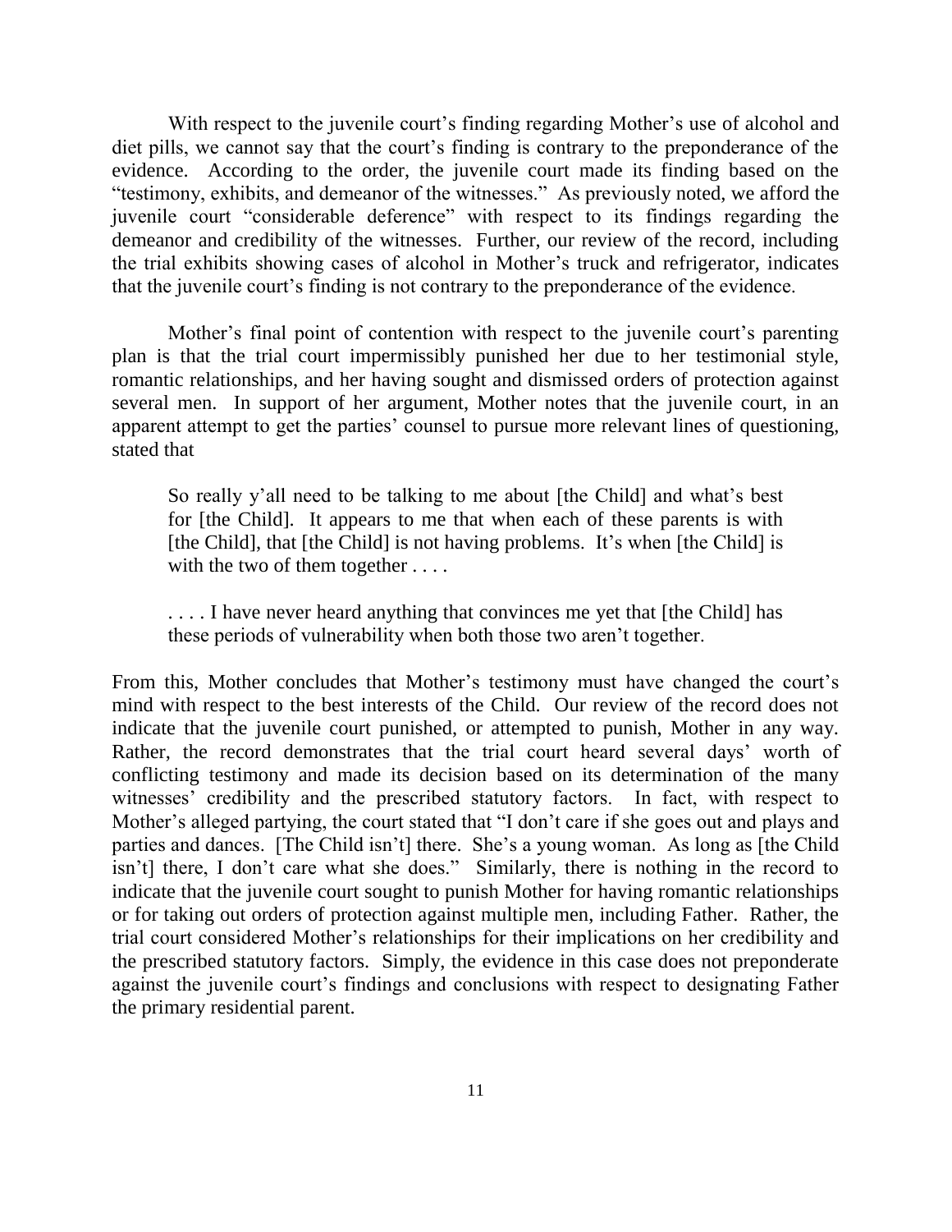With respect to the juvenile court's finding regarding Mother's use of alcohol and diet pills, we cannot say that the court's finding is contrary to the preponderance of the evidence. According to the order, the juvenile court made its finding based on the "testimony, exhibits, and demeanor of the witnesses." As previously noted, we afford the juvenile court "considerable deference" with respect to its findings regarding the demeanor and credibility of the witnesses. Further, our review of the record, including the trial exhibits showing cases of alcohol in Mother's truck and refrigerator, indicates that the juvenile court's finding is not contrary to the preponderance of the evidence.

Mother's final point of contention with respect to the juvenile court's parenting plan is that the trial court impermissibly punished her due to her testimonial style, romantic relationships, and her having sought and dismissed orders of protection against several men. In support of her argument, Mother notes that the juvenile court, in an apparent attempt to get the parties' counsel to pursue more relevant lines of questioning, stated that

> So really y'all need to be talking to me about [the Child] and what's best for [the Child]. It appears to me that when each of these parents is with [the Child], that [the Child] is not having problems. It's when [the Child] is with the two of them together . . . .
>
> . . . . I have never heard anything that convinces me yet that [the Child] has these periods of vulnerability when both those two aren't together.

From this, Mother concludes that Mother's testimony must have changed the court's mind with respect to the best interests of the Child. Our review of the record does not indicate that the juvenile court punished, or attempted to punish, Mother in any way. Rather, the record demonstrates that the trial court heard several days' worth of conflicting testimony and made its decision based on its determination of the many witnesses' credibility and the prescribed statutory factors. In fact, with respect to Mother's alleged partying, the court stated that "I don't care if she goes out and plays and parties and dances. [The Child isn't] there. She's a young woman. As long as [the Child isn't] there, I don't care what she does." Similarly, there is nothing in the record to indicate that the juvenile court sought to punish Mother for having romantic relationships or for taking out orders of protection against multiple men, including Father. Rather, the trial court considered Mother's relationships for their implications on her credibility and the prescribed statutory factors. Simply, the evidence in this case does not preponderate against the juvenile court's findings and conclusions with respect to designating Father the primary residential parent.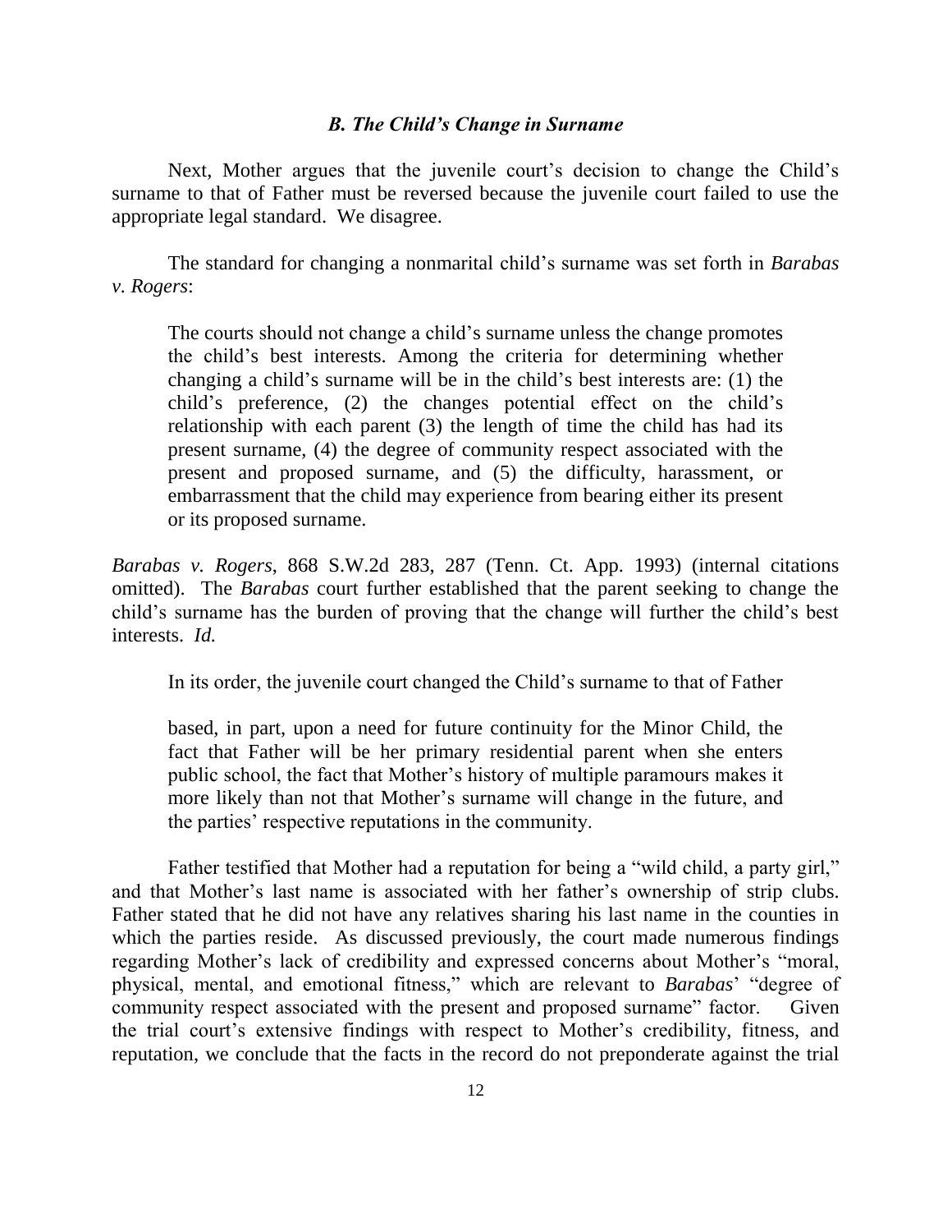### *B. The Child's Change in Surname*

Next, Mother argues that the juvenile court's decision to change the Child's surname to that of Father must be reversed because the juvenile court failed to use the appropriate legal standard. We disagree.

The standard for changing a nonmarital child's surname was set forth in *Barabas v. Rogers*:

> The courts should not change a child's surname unless the change promotes the child's best interests. Among the criteria for determining whether changing a child's surname will be in the child's best interests are: (1) the child's preference, (2) the changes potential effect on the child's relationship with each parent (3) the length of time the child has had its present surname, (4) the degree of community respect associated with the present and proposed surname, and (5) the difficulty, harassment, or embarrassment that the child may experience from bearing either its present or its proposed surname.

*Barabas v. Rogers*, 868 S.W.2d 283, 287 (Tenn. Ct. App. 1993) (internal citations omitted). The *Barabas* court further established that the parent seeking to change the child's surname has the burden of proving that the change will further the child's best interests. *Id.*

In its order, the juvenile court changed the Child's surname to that of Father

> based, in part, upon a need for future continuity for the Minor Child, the fact that Father will be her primary residential parent when she enters public school, the fact that Mother's history of multiple paramours makes it more likely than not that Mother's surname will change in the future, and the parties' respective reputations in the community.

Father testified that Mother had a reputation for being a "wild child, a party girl," and that Mother's last name is associated with her father's ownership of strip clubs. Father stated that he did not have any relatives sharing his last name in the counties in which the parties reside. As discussed previously, the court made numerous findings regarding Mother's lack of credibility and expressed concerns about Mother's "moral, physical, mental, and emotional fitness," which are relevant to *Barabas*' "degree of community respect associated with the present and proposed surname" factor. Given the trial court's extensive findings with respect to Mother's credibility, fitness, and reputation, we conclude that the facts in the record do not preponderate against the trial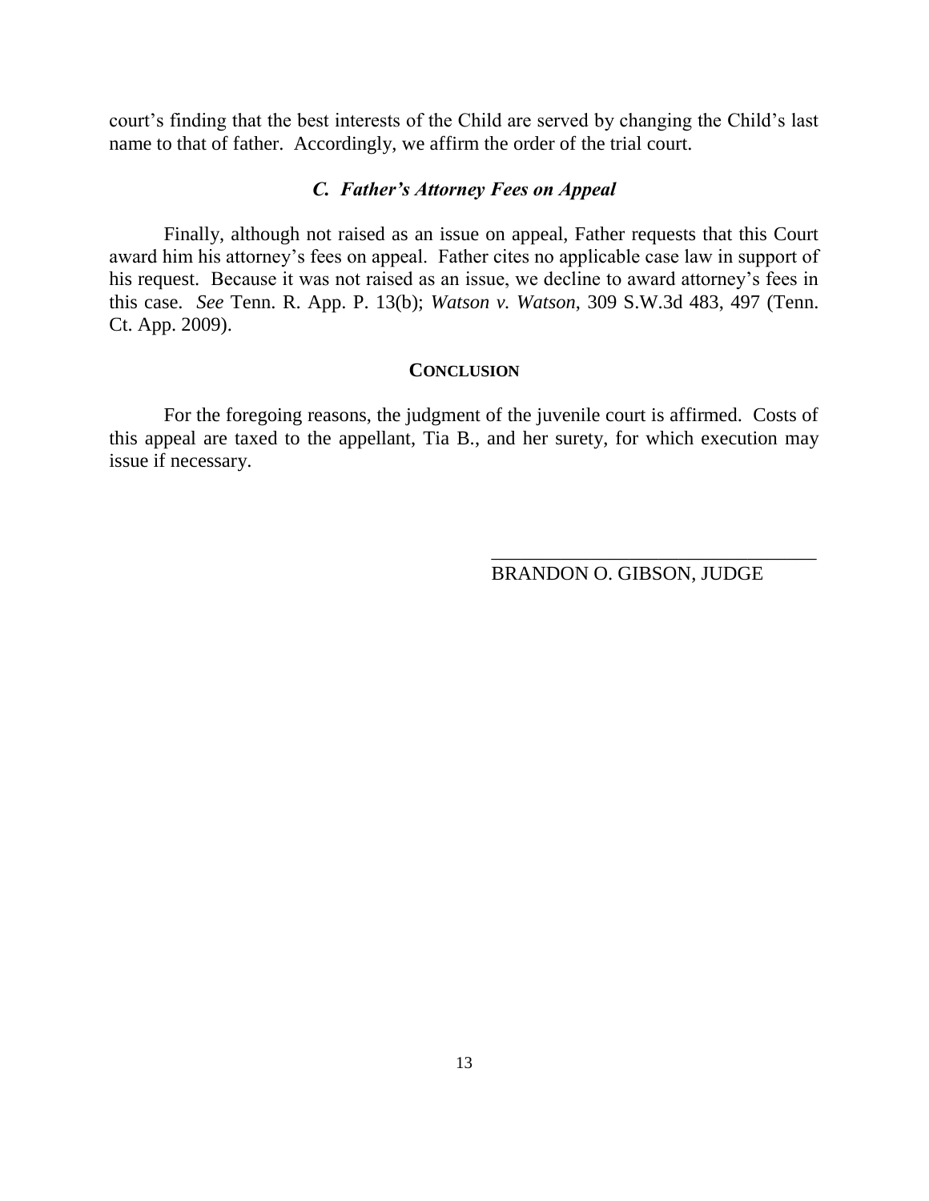court's finding that the best interests of the Child are served by changing the Child's last name to that of father. Accordingly, we affirm the order of the trial court.

### *C. Father's Attorney Fees on Appeal*

Finally, although not raised as an issue on appeal, Father requests that this Court award him his attorney's fees on appeal. Father cites no applicable case law in support of his request. Because it was not raised as an issue, we decline to award attorney's fees in this case. *See* Tenn. R. App. P. 13(b); *Watson v. Watson*, 309 S.W.3d 483, 497 (Tenn. Ct. App. 2009).

## **CONCLUSION**

For the foregoing reasons, the judgment of the juvenile court is affirmed. Costs of this appeal are taxed to the appellant, Tia B., and her surety, for which execution may issue if necessary.

_________________________________
BRANDON O. GIBSON, JUDGE